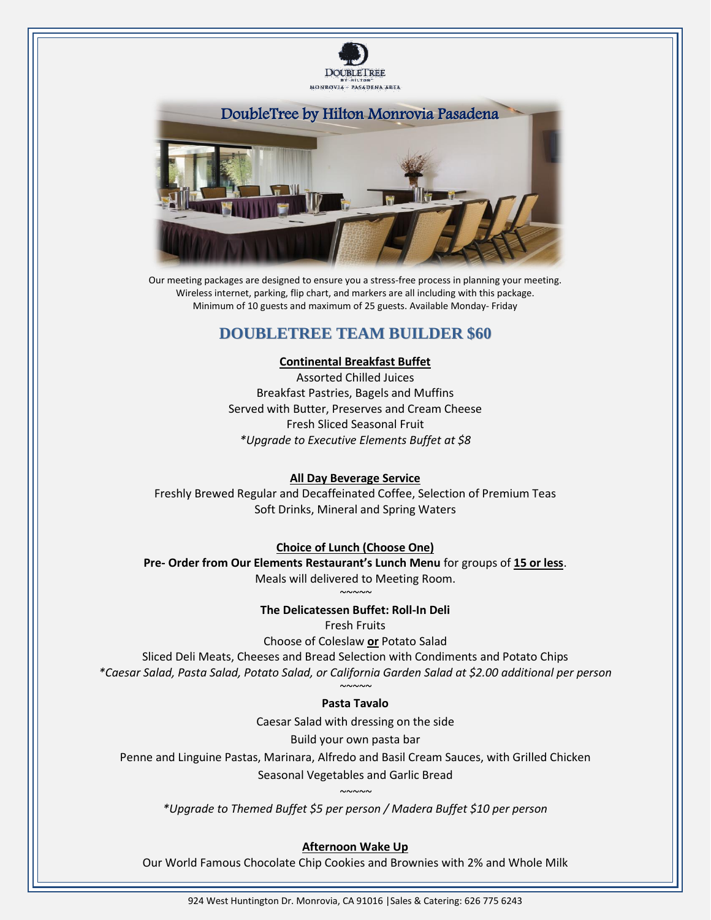DoubleTree by Hilton
MONROVIA – PASADENA AREA

# DoubleTree by Hilton Monrovia Pasadena

Our meeting packages are designed to ensure you a stress-free process in planning your meeting.
Wireless internet, parking, flip chart, and markers are all including with this package.
Minimum of 10 guests and maximum of 25 guests. Available Monday- Friday

## DOUBLETREE TEAM BUILDER $60

**Continental Breakfast Buffet**

Assorted Chilled Juices
Breakfast Pastries, Bagels and Muffins
Served with Butter, Preserves and Cream Cheese
Fresh Sliced Seasonal Fruit
*\*Upgrade to Executive Elements Buffet at $8*

**All Day Beverage Service**

Freshly Brewed Regular and Decaffeinated Coffee, Selection of Premium Teas
Soft Drinks, Mineral and Spring Waters

**Choice of Lunch (Choose One)**

**Pre- Order from Our Elements Restaurant's Lunch Menu** for groups of **15 or less**.
Meals will delivered to Meeting Room.

~~~~~

**The Delicatessen Buffet: Roll-In Deli**

Fresh Fruits
Choose of Coleslaw **or** Potato Salad
Sliced Deli Meats, Cheeses and Bread Selection with Condiments and Potato Chips
*\*Caesar Salad, Pasta Salad, Potato Salad, or California Garden Salad at $2.00 additional per person*

~~~~~

**Pasta Tavalo**

Caesar Salad with dressing on the side
Build your own pasta bar
Penne and Linguine Pastas, Marinara, Alfredo and Basil Cream Sauces, with Grilled Chicken
Seasonal Vegetables and Garlic Bread

~~~~~

*\*Upgrade to Themed Buffet $5 per person / Madera Buffet $10 per person*

**Afternoon Wake Up**

Our World Famous Chocolate Chip Cookies and Brownies with 2% and Whole Milk

924 West Huntington Dr. Monrovia, CA 91016 |Sales & Catering: 626 775 6243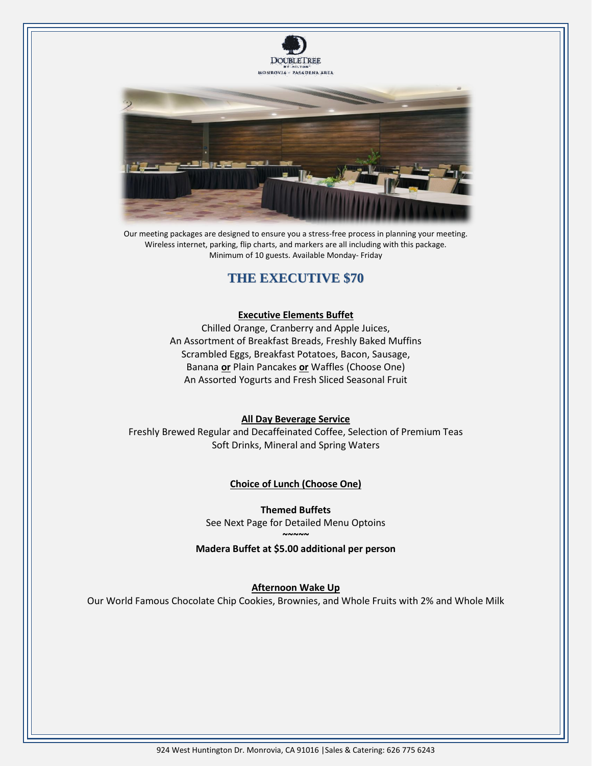Our meeting packages are designed to ensure you a stress-free process in planning your meeting. Wireless internet, parking, flip charts, and markers are all including with this package. Minimum of 10 guests. Available Monday- Friday

# THE EXECUTIVE $70

**Executive Elements Buffet**

Chilled Orange, Cranberry and Apple Juices,
An Assortment of Breakfast Breads, Freshly Baked Muffins
Scrambled Eggs, Breakfast Potatoes, Bacon, Sausage,
Banana **or** Plain Pancakes **or** Waffles (Choose One)
An Assorted Yogurts and Fresh Sliced Seasonal Fruit

**All Day Beverage Service**

Freshly Brewed Regular and Decaffeinated Coffee, Selection of Premium Teas
Soft Drinks, Mineral and Spring Waters

**Choice of Lunch (Choose One)**

**Themed Buffets**
See Next Page for Detailed Menu Optoins
~~~~~
**Madera Buffet at $5.00 additional per person**

**Afternoon Wake Up**

Our World Famous Chocolate Chip Cookies, Brownies, and Whole Fruits with 2% and Whole Milk

924 West Huntington Dr. Monrovia, CA 91016 |Sales & Catering: 626 775 6243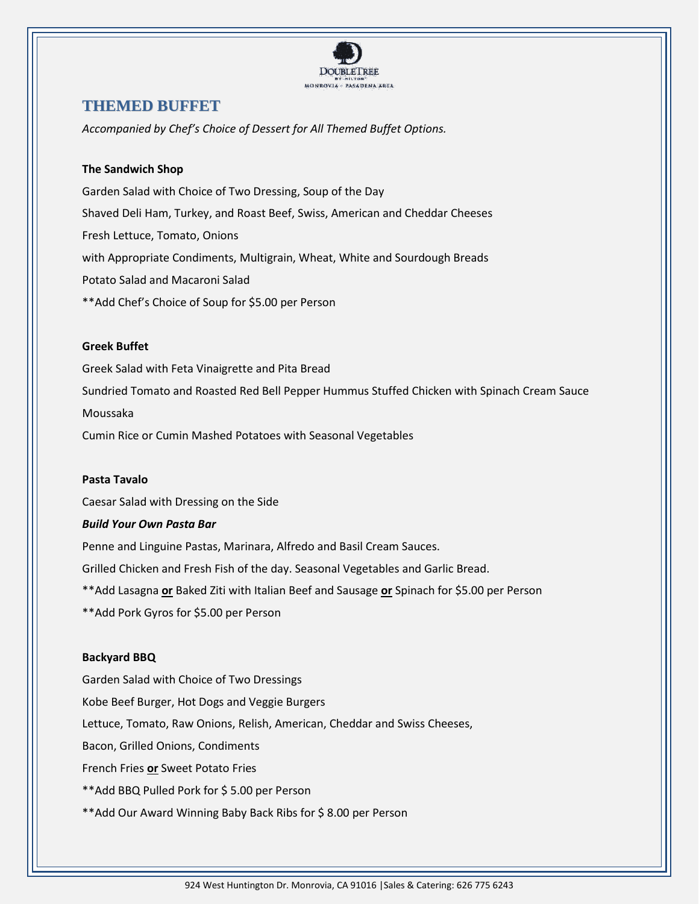## THEMED BUFFET

*Accompanied by Chef's Choice of Dessert for All Themed Buffet Options.*

**The Sandwich Shop**

Garden Salad with Choice of Two Dressing, Soup of the Day

Shaved Deli Ham, Turkey, and Roast Beef, Swiss, American and Cheddar Cheeses

Fresh Lettuce, Tomato, Onions

with Appropriate Condiments, Multigrain, Wheat, White and Sourdough Breads

Potato Salad and Macaroni Salad

**Add Chef's Choice of Soup for $5.00 per Person

**Greek Buffet**

Greek Salad with Feta Vinaigrette and Pita Bread

Sundried Tomato and Roasted Red Bell Pepper Hummus Stuffed Chicken with Spinach Cream Sauce

Moussaka

Cumin Rice or Cumin Mashed Potatoes with Seasonal Vegetables

**Pasta Tavalo**

Caesar Salad with Dressing on the Side

***Build Your Own Pasta Bar***

Penne and Linguine Pastas, Marinara, Alfredo and Basil Cream Sauces.

Grilled Chicken and Fresh Fish of the day. Seasonal Vegetables and Garlic Bread.

**Add Lasagna **or** Baked Ziti with Italian Beef and Sausage **or** Spinach for $5.00 per Person

**Add Pork Gyros for $5.00 per Person

**Backyard BBQ**

Garden Salad with Choice of Two Dressings

Kobe Beef Burger, Hot Dogs and Veggie Burgers

Lettuce, Tomato, Raw Onions, Relish, American, Cheddar and Swiss Cheeses,

Bacon, Grilled Onions, Condiments

French Fries **or** Sweet Potato Fries

**Add BBQ Pulled Pork for $ 5.00 per Person

**Add Our Award Winning Baby Back Ribs for $ 8.00 per Person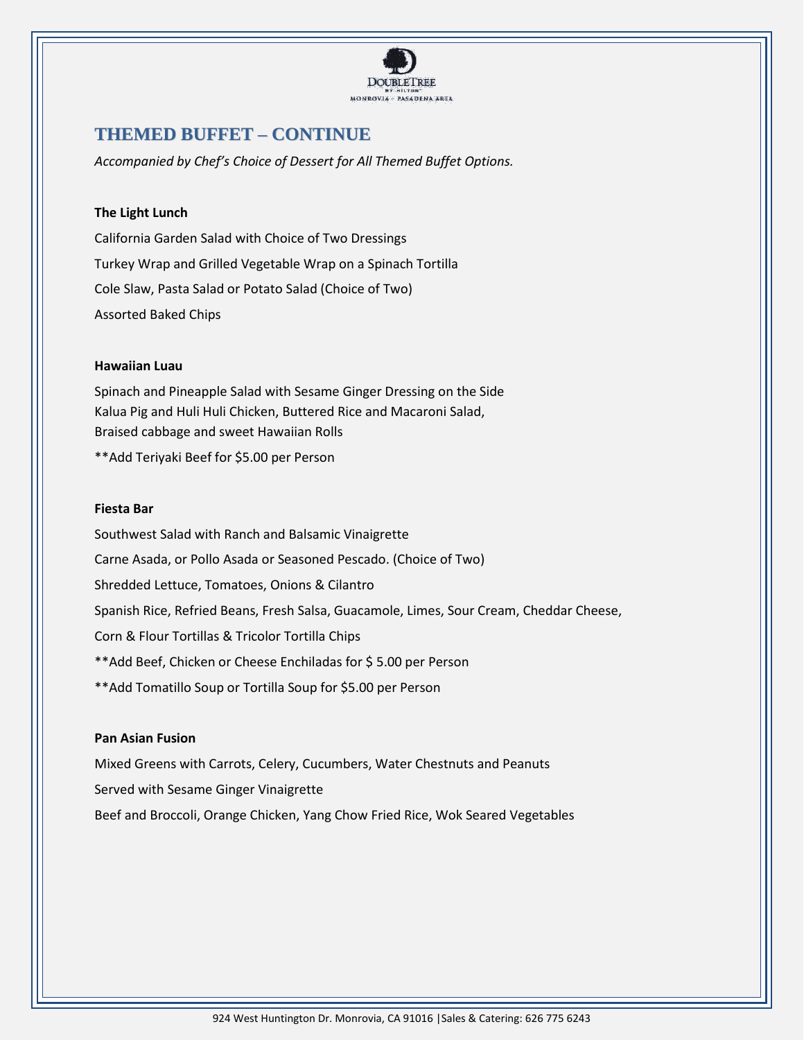# THEMED BUFFET – CONTINUE

*Accompanied by Chef's Choice of Dessert for All Themed Buffet Options.*

**The Light Lunch**

California Garden Salad with Choice of Two Dressings

Turkey Wrap and Grilled Vegetable Wrap on a Spinach Tortilla

Cole Slaw, Pasta Salad or Potato Salad (Choice of Two)

Assorted Baked Chips

**Hawaiian Luau**

Spinach and Pineapple Salad with Sesame Ginger Dressing on the Side
Kalua Pig and Huli Huli Chicken, Buttered Rice and Macaroni Salad,
Braised cabbage and sweet Hawaiian Rolls

**Add Teriyaki Beef for $5.00 per Person

**Fiesta Bar**

Southwest Salad with Ranch and Balsamic Vinaigrette

Carne Asada, or Pollo Asada or Seasoned Pescado. (Choice of Two)

Shredded Lettuce, Tomatoes, Onions & Cilantro

Spanish Rice, Refried Beans, Fresh Salsa, Guacamole, Limes, Sour Cream, Cheddar Cheese,

Corn & Flour Tortillas & Tricolor Tortilla Chips

**Add Beef, Chicken or Cheese Enchiladas for $ 5.00 per Person

**Add Tomatillo Soup or Tortilla Soup for $5.00 per Person

**Pan Asian Fusion**

Mixed Greens with Carrots, Celery, Cucumbers, Water Chestnuts and Peanuts

Served with Sesame Ginger Vinaigrette

Beef and Broccoli, Orange Chicken, Yang Chow Fried Rice, Wok Seared Vegetables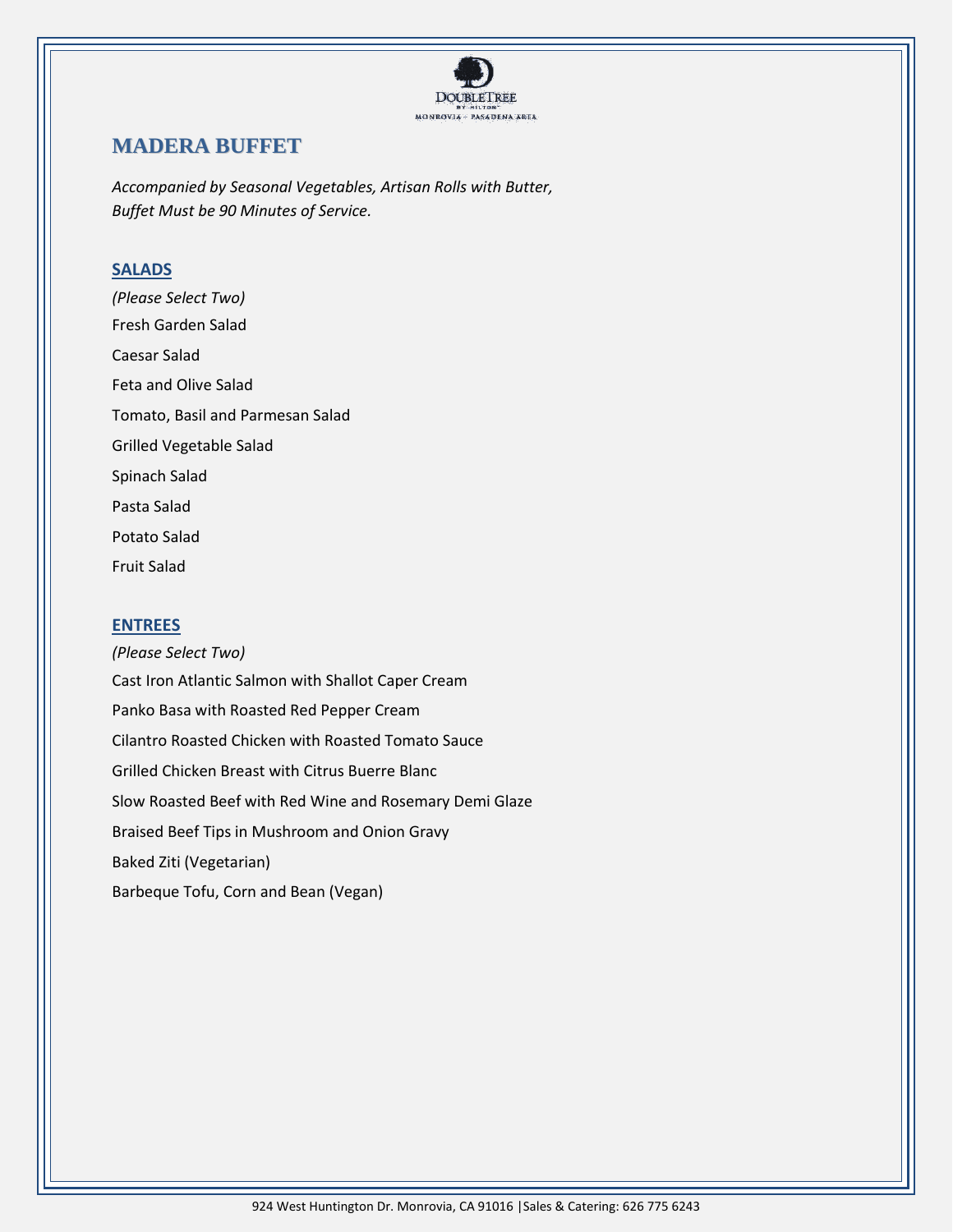# MADERA BUFFET

*Accompanied by Seasonal Vegetables, Artisan Rolls with Butter,*
*Buffet Must be 90 Minutes of Service.*

## SALADS

*(Please Select Two)*

Fresh Garden Salad

Caesar Salad

Feta and Olive Salad

Tomato, Basil and Parmesan Salad

Grilled Vegetable Salad

Spinach Salad

Pasta Salad

Potato Salad

Fruit Salad

## ENTREES

*(Please Select Two)*

Cast Iron Atlantic Salmon with Shallot Caper Cream

Panko Basa with Roasted Red Pepper Cream

Cilantro Roasted Chicken with Roasted Tomato Sauce

Grilled Chicken Breast with Citrus Buerre Blanc

Slow Roasted Beef with Red Wine and Rosemary Demi Glaze

Braised Beef Tips in Mushroom and Onion Gravy

Baked Ziti (Vegetarian)

Barbeque Tofu, Corn and Bean (Vegan)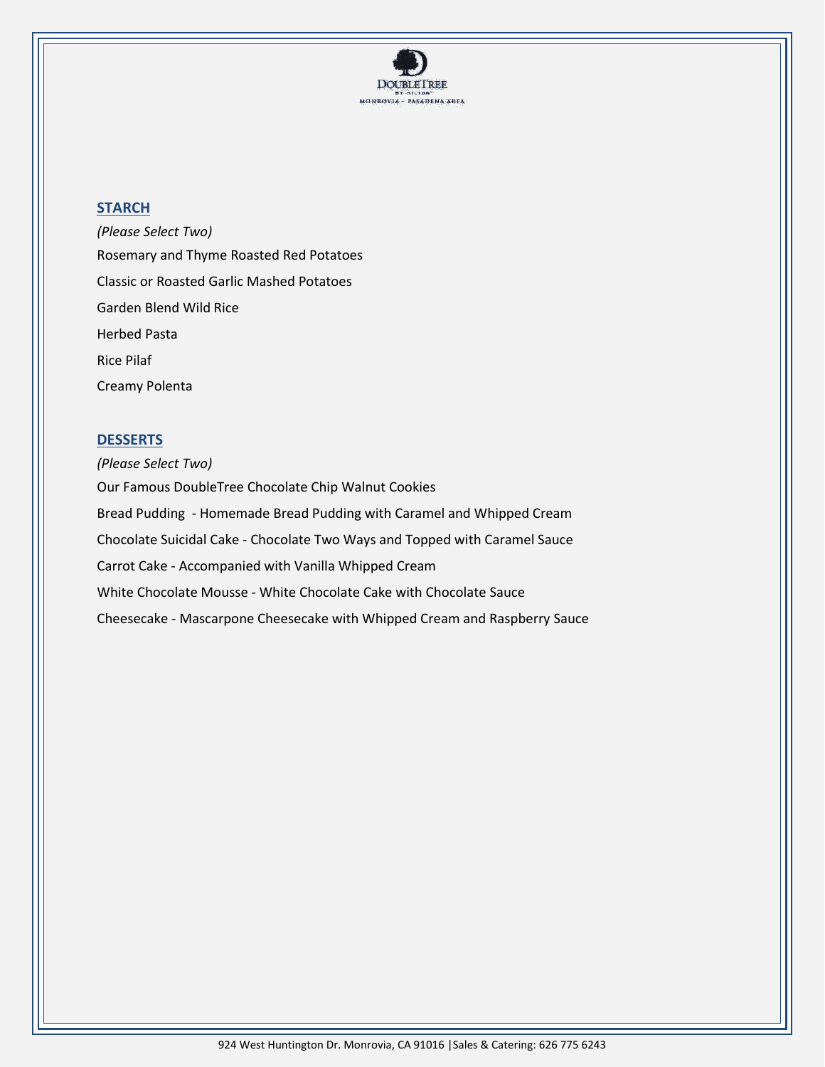## STARCH

*(Please Select Two)*

Rosemary and Thyme Roasted Red Potatoes

Classic or Roasted Garlic Mashed Potatoes

Garden Blend Wild Rice

Herbed Pasta

Rice Pilaf

Creamy Polenta

## DESSERTS

*(Please Select Two)*

Our Famous DoubleTree Chocolate Chip Walnut Cookies

Bread Pudding - Homemade Bread Pudding with Caramel and Whipped Cream

Chocolate Suicidal Cake - Chocolate Two Ways and Topped with Caramel Sauce

Carrot Cake - Accompanied with Vanilla Whipped Cream

White Chocolate Mousse - White Chocolate Cake with Chocolate Sauce

Cheesecake - Mascarpone Cheesecake with Whipped Cream and Raspberry Sauce